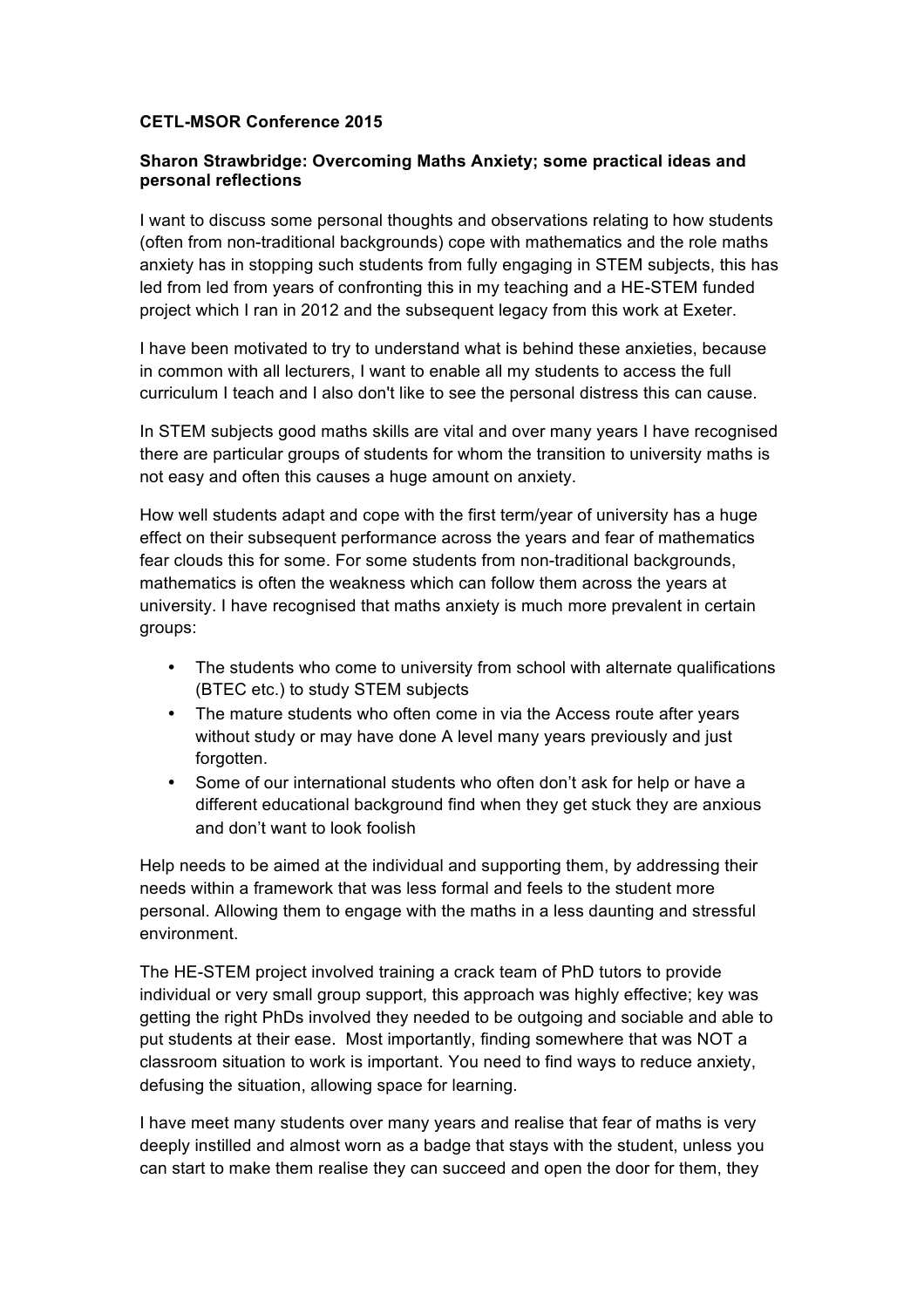**CETL-MSOR Conference 2015**

**Sharon Strawbridge: Overcoming Maths Anxiety; some practical ideas and personal reflections**

I want to discuss some personal thoughts and observations relating to how students (often from non-traditional backgrounds) cope with mathematics and the role maths anxiety has in stopping such students from fully engaging in STEM subjects, this has led from led from years of confronting this in my teaching and a HE-STEM funded project which I ran in 2012 and the subsequent legacy from this work at Exeter.

I have been motivated to try to understand what is behind these anxieties, because in common with all lecturers, I want to enable all my students to access the full curriculum I teach and I also don't like to see the personal distress this can cause.

In STEM subjects good maths skills are vital and over many years I have recognised there are particular groups of students for whom the transition to university maths is not easy and often this causes a huge amount on anxiety.

How well students adapt and cope with the first term/year of university has a huge effect on their subsequent performance across the years and fear of mathematics fear clouds this for some. For some students from non-traditional backgrounds, mathematics is often the weakness which can follow them across the years at university. I have recognised that maths anxiety is much more prevalent in certain groups:

- The students who come to university from school with alternate qualifications (BTEC etc.) to study STEM subjects
- The mature students who often come in via the Access route after years without study or may have done A level many years previously and just forgotten.
- Some of our international students who often don't ask for help or have a different educational background find when they get stuck they are anxious and don't want to look foolish

Help needs to be aimed at the individual and supporting them, by addressing their needs within a framework that was less formal and feels to the student more personal. Allowing them to engage with the maths in a less daunting and stressful environment.

The HE-STEM project involved training a crack team of PhD tutors to provide individual or very small group support, this approach was highly effective; key was getting the right PhDs involved they needed to be outgoing and sociable and able to put students at their ease. Most importantly, finding somewhere that was NOT a classroom situation to work is important. You need to find ways to reduce anxiety, defusing the situation, allowing space for learning.

I have meet many students over many years and realise that fear of maths is very deeply instilled and almost worn as a badge that stays with the student, unless you can start to make them realise they can succeed and open the door for them, they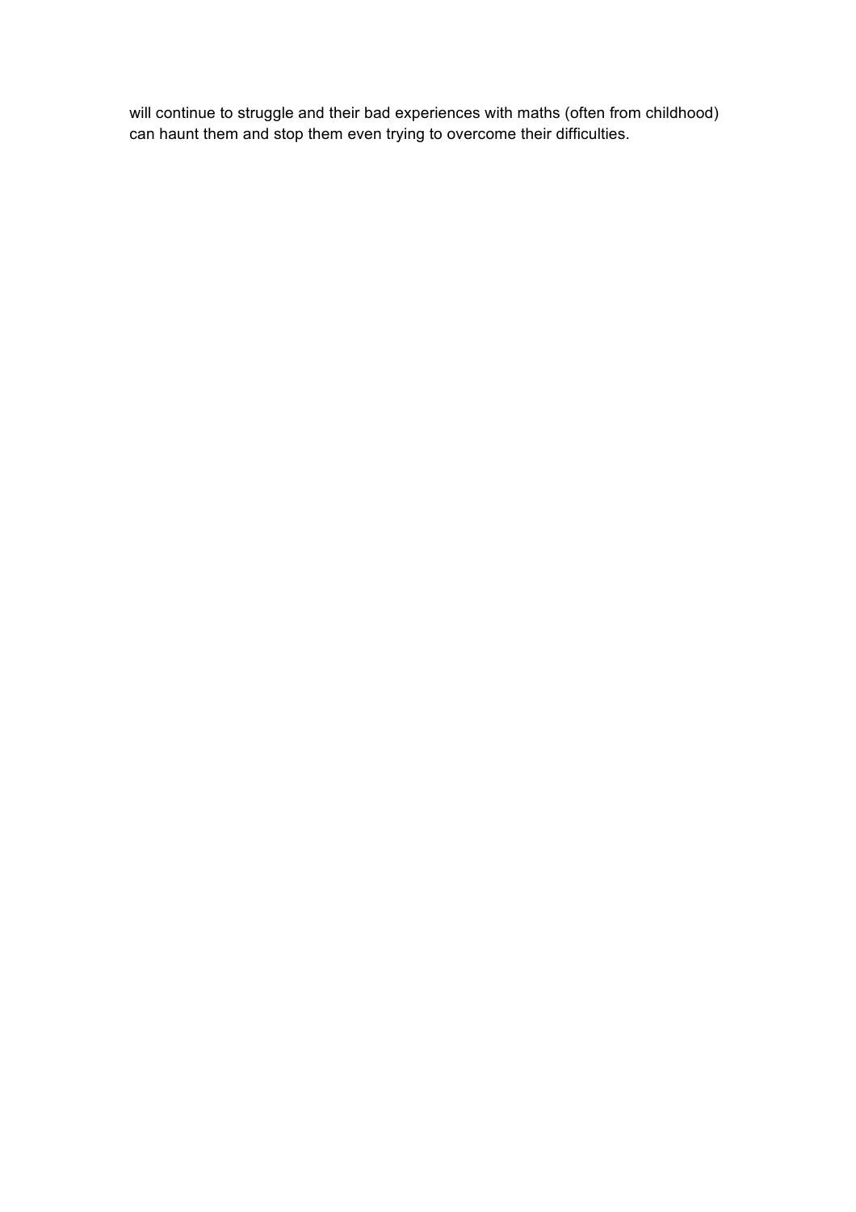will continue to struggle and their bad experiences with maths (often from childhood) can haunt them and stop them even trying to overcome their difficulties.